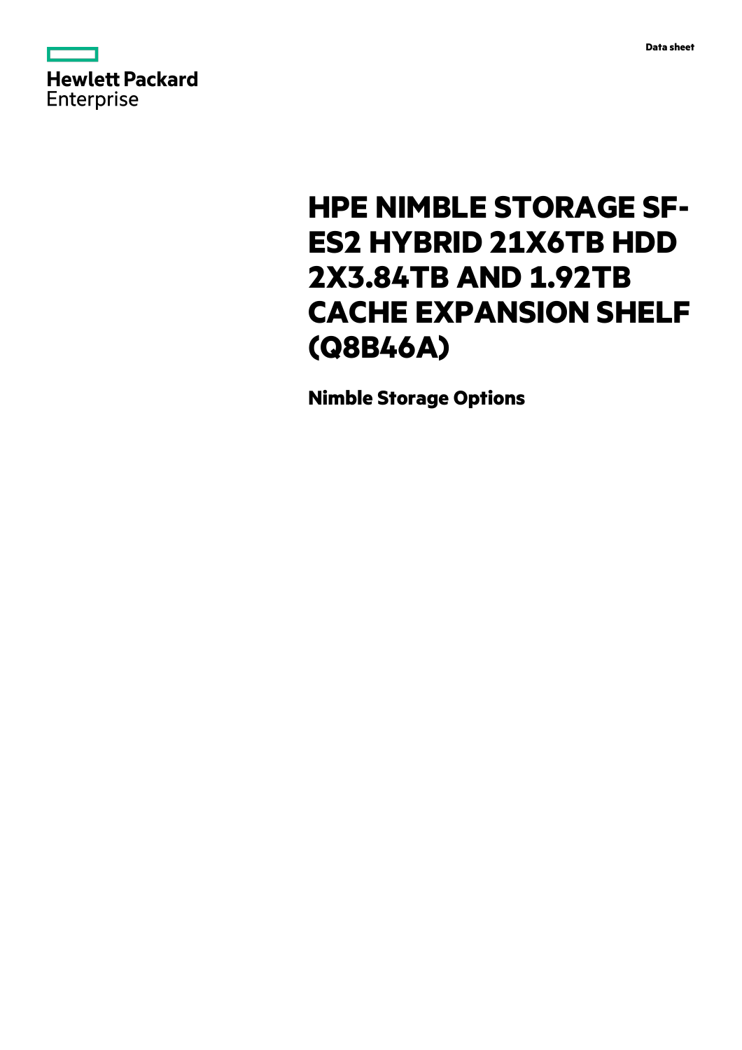Data sheet

Hewlett Packard Enterprise

# HPE NIMBLE STORAGE SF-ES2 HYBRID 21X6TB HDD 2X3.84TB AND 1.92TB CACHE EXPANSION SHELF (Q8B46A)

**Nimble Storage Options**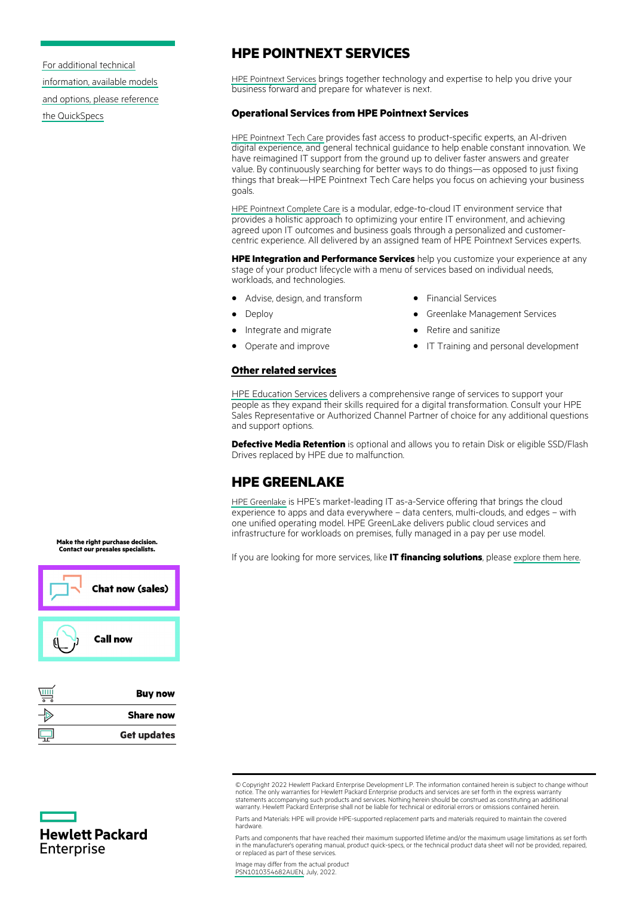For additional technical information, available models and options, please reference the QuickSpecs

# HPE POINTNEXT SERVICES

HPE Pointnext Services brings together technology and expertise to help you drive your business forward and prepare for whatever is next.

### Operational Services from HPE Pointnext Services

HPE Pointnext Tech Care provides fast access to product-specific experts, an AI-driven digital experience, and general technical guidance to help enable constant innovation. We have reimagined IT support from the ground up to deliver faster answers and greater value. By continuously searching for better ways to do things—as opposed to just fixing things that break—HPE Pointnext Tech Care helps you focus on achieving your business goals.

HPE Pointnext Complete Care is a modular, edge-to-cloud IT environment service that provides a holistic approach to optimizing your entire IT environment, and achieving agreed upon IT outcomes and business goals through a personalized and customer-centric experience. All delivered by an assigned team of HPE Pointnext Services experts.

**HPE Integration and Performance Services** help you customize your experience at any stage of your product lifecycle with a menu of services based on individual needs, workloads, and technologies.

- Advise, design, and transform
- Deploy
- Integrate and migrate
- Operate and improve
- Financial Services
- Greenlake Management Services
- Retire and sanitize
- IT Training and personal development

### Other related services

HPE Education Services delivers a comprehensive range of services to support your people as they expand their skills required for a digital transformation. Consult your HPE Sales Representative or Authorized Channel Partner of choice for any additional questions and support options.

**Defective Media Retention** is optional and allows you to retain Disk or eligible SSD/Flash Drives replaced by HPE due to malfunction.

# HPE GREENLAKE

HPE Greenlake is HPE's market-leading IT as-a-Service offering that brings the cloud experience to apps and data everywhere – data centers, multi-clouds, and edges – with one unified operating model. HPE GreenLake delivers public cloud services and infrastructure for workloads on premises, fully managed in a pay per use model.

If you are looking for more services, like **IT financing solutions**, please explore them here.

**Make the right purchase decision. Contact our presales specialists.**

Chat now (sales)

Call now

Buy now

Share now

Get updates

© Copyright 2022 Hewlett Packard Enterprise Development LP. The information contained herein is subject to change without notice. The only warranties for Hewlett Packard Enterprise products and services are set forth in the express warranty statements accompanying such products and services. Nothing herein should be construed as constituting an additional warranty. Hewlett Packard Enterprise shall not be liable for technical or editorial errors or omissions contained herein.

Parts and Materials: HPE will provide HPE-supported replacement parts and materials required to maintain the covered hardware.

Parts and components that have reached their maximum supported lifetime and/or the maximum usage limitations as set forth in the manufacturer's operating manual, product quick-specs, or the technical product data sheet will not be provided, repaired, or replaced as part of these services.

Image may differ from the actual product

PSN1010354682AUEN, July, 2022.

Hewlett Packard Enterprise